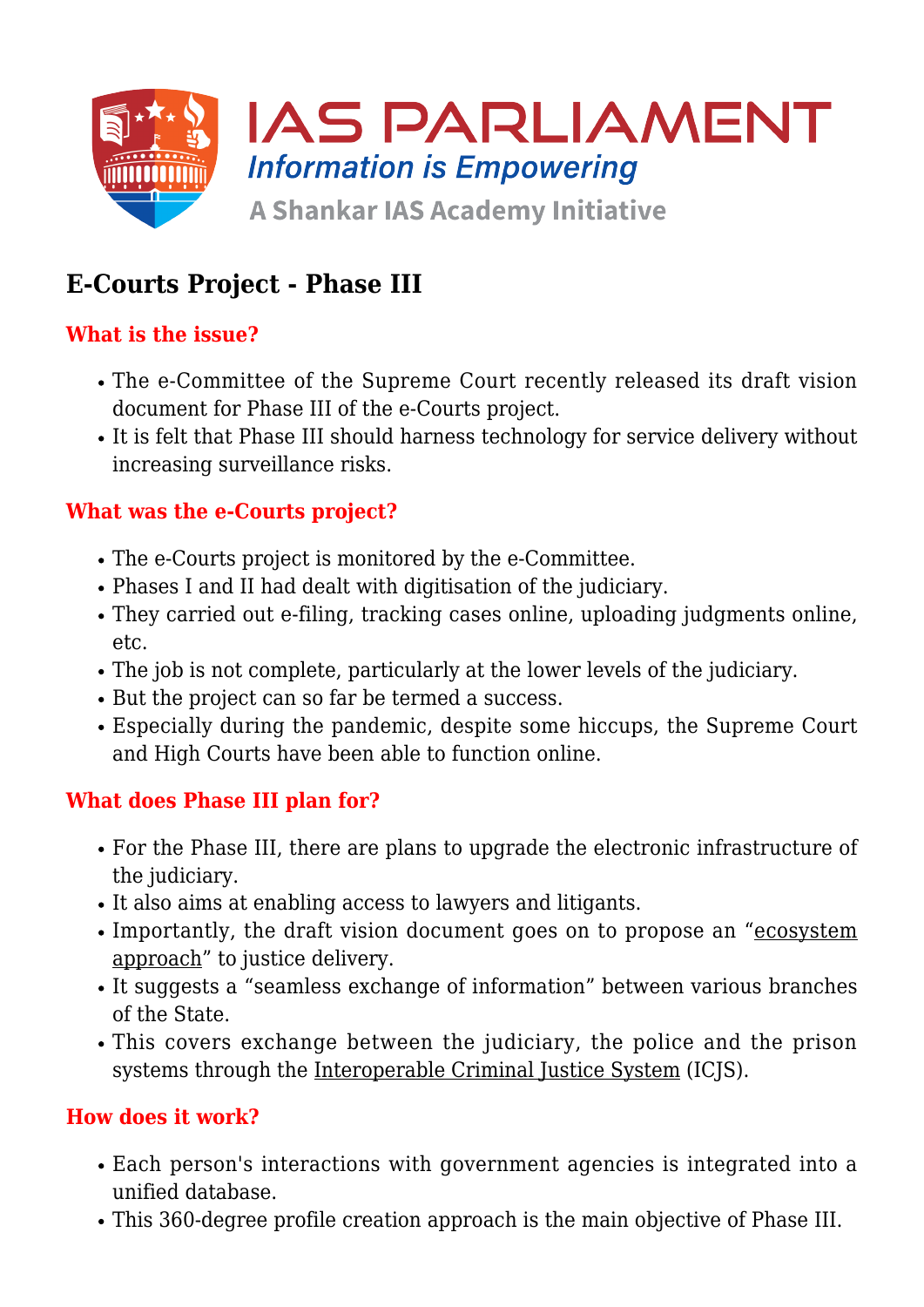# E-Courts Project - Phase III

## What is the issue?

- The e-Committee of the Supreme Court recently released its draft vision document for Phase III of the e-Courts project.
- It is felt that Phase III should harness technology for service delivery without increasing surveillance risks.

## What was the e-Courts project?

- The e-Courts project is monitored by the e-Committee.
- Phases I and II had dealt with digitisation of the judiciary.
- They carried out e-filing, tracking cases online, uploading judgments online, etc.
- The job is not complete, particularly at the lower levels of the judiciary.
- But the project can so far be termed a success.
- Especially during the pandemic, despite some hiccups, the Supreme Court and High Courts have been able to function online.

## What does Phase III plan for?

- For the Phase III, there are plans to upgrade the electronic infrastructure of the judiciary.
- It also aims at enabling access to lawyers and litigants.
- Importantly, the draft vision document goes on to propose an "ecosystem approach" to justice delivery.
- It suggests a "seamless exchange of information" between various branches of the State.
- This covers exchange between the judiciary, the police and the prison systems through the Interoperable Criminal Justice System (ICJS).

## How does it work?

- Each person's interactions with government agencies is integrated into a unified database.
- This 360-degree profile creation approach is the main objective of Phase III.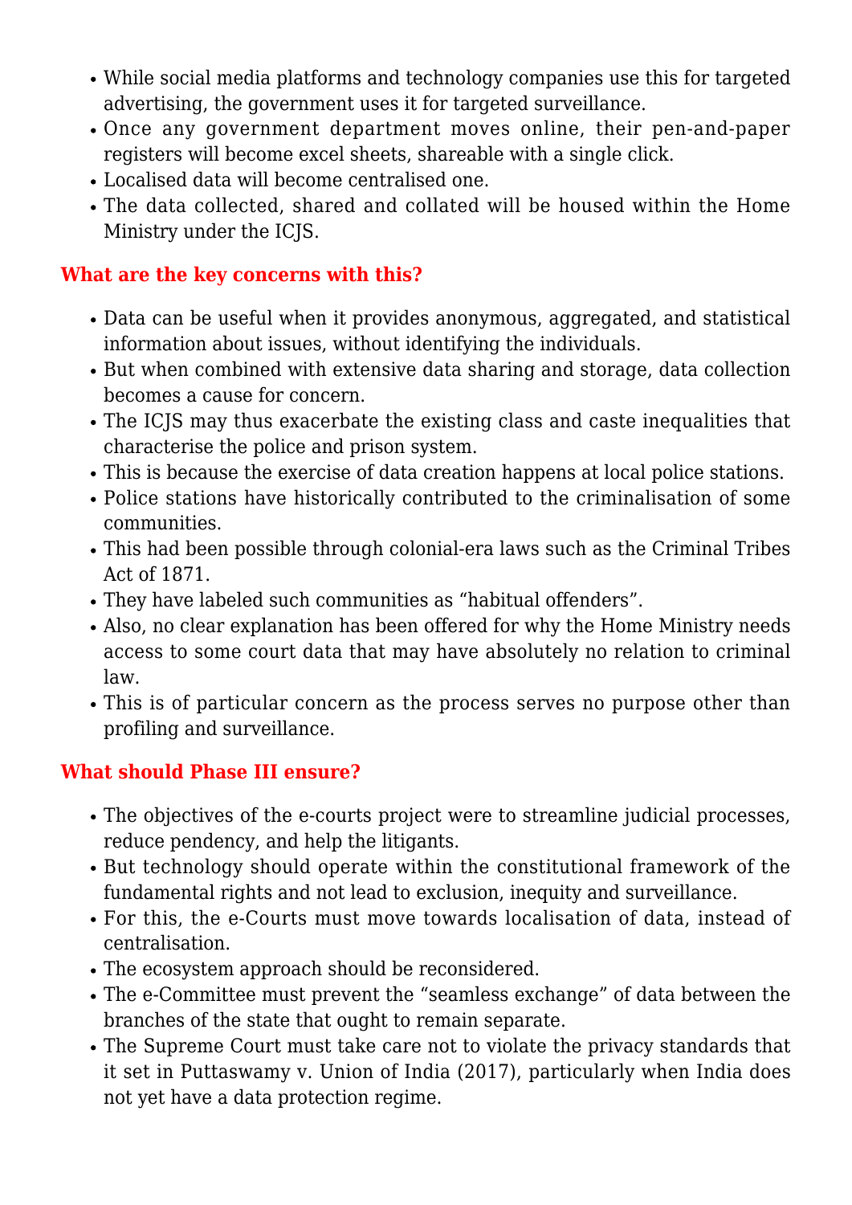- While social media platforms and technology companies use this for targeted advertising, the government uses it for targeted surveillance.
- Once any government department moves online, their pen-and-paper registers will become excel sheets, shareable with a single click.
- Localised data will become centralised one.
- The data collected, shared and collated will be housed within the Home Ministry under the ICJS.

### What are the key concerns with this?

- Data can be useful when it provides anonymous, aggregated, and statistical information about issues, without identifying the individuals.
- But when combined with extensive data sharing and storage, data collection becomes a cause for concern.
- The ICJS may thus exacerbate the existing class and caste inequalities that characterise the police and prison system.
- This is because the exercise of data creation happens at local police stations.
- Police stations have historically contributed to the criminalisation of some communities.
- This had been possible through colonial-era laws such as the Criminal Tribes Act of 1871.
- They have labeled such communities as "habitual offenders".
- Also, no clear explanation has been offered for why the Home Ministry needs access to some court data that may have absolutely no relation to criminal law.
- This is of particular concern as the process serves no purpose other than profiling and surveillance.

### What should Phase III ensure?

- The objectives of the e-courts project were to streamline judicial processes, reduce pendency, and help the litigants.
- But technology should operate within the constitutional framework of the fundamental rights and not lead to exclusion, inequity and surveillance.
- For this, the e-Courts must move towards localisation of data, instead of centralisation.
- The ecosystem approach should be reconsidered.
- The e-Committee must prevent the "seamless exchange" of data between the branches of the state that ought to remain separate.
- The Supreme Court must take care not to violate the privacy standards that it set in Puttaswamy v. Union of India (2017), particularly when India does not yet have a data protection regime.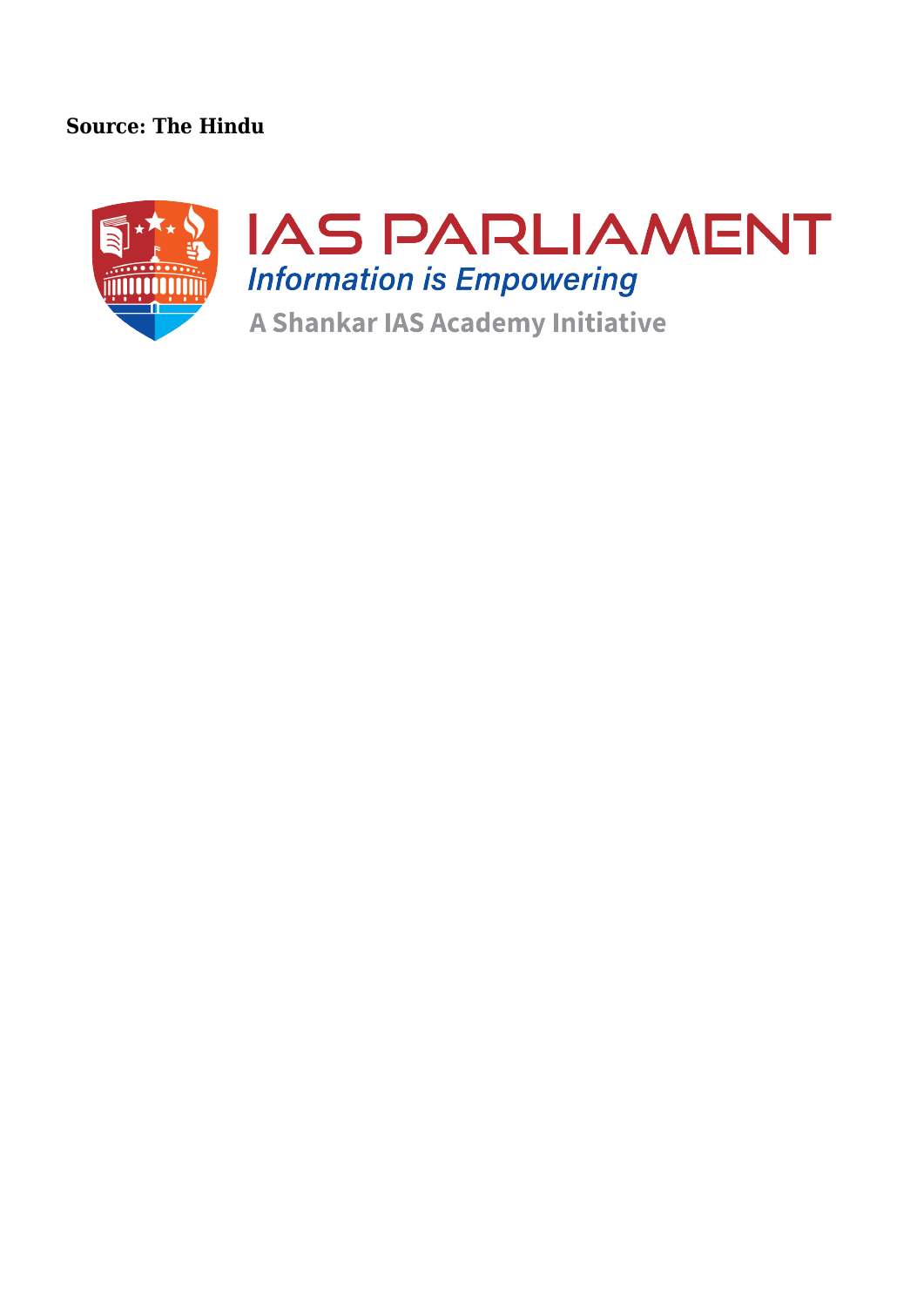**Source: The Hindu**

IAS PARLIAMENT

*Information is Empowering*

A Shankar IAS Academy Initiative